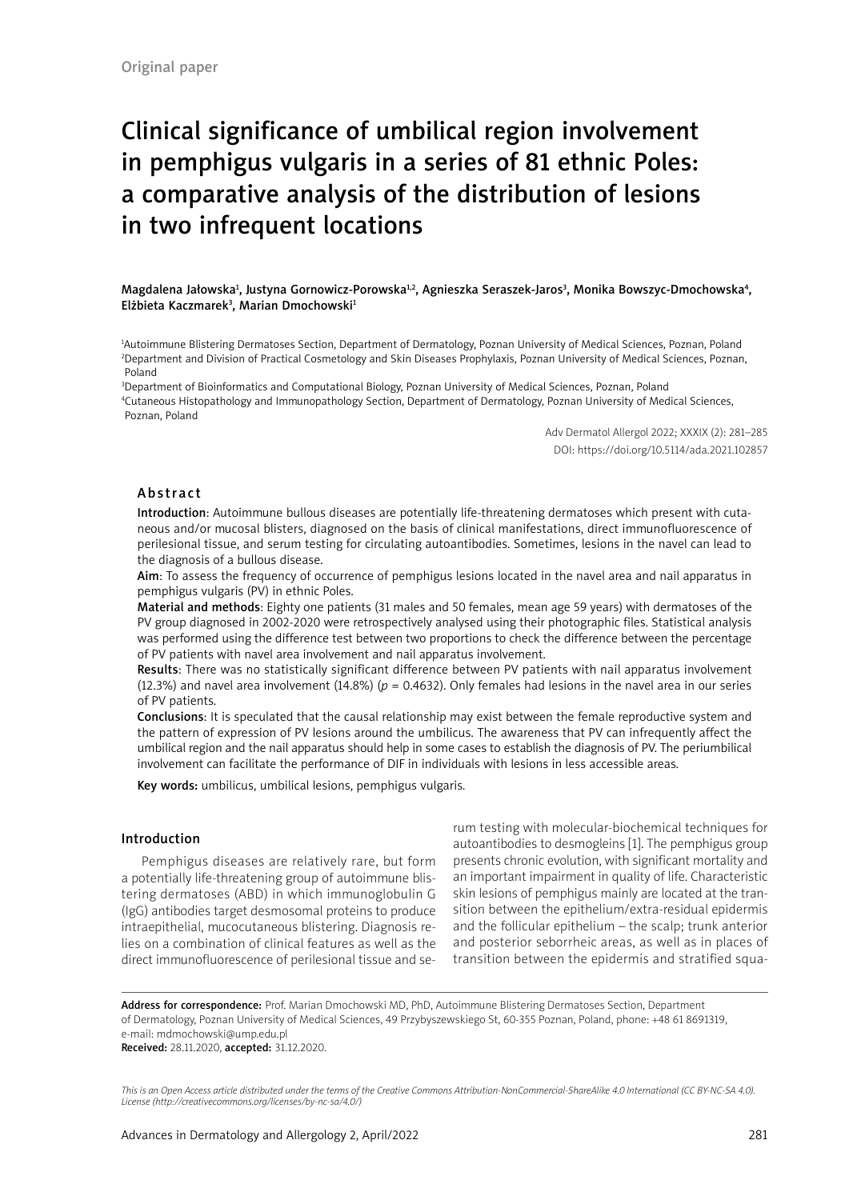Original paper

# Clinical significance of umbilical region involvement in pemphigus vulgaris in a series of 81 ethnic Poles: a comparative analysis of the distribution of lesions in two infrequent locations

Magdalena Jałowska[1], Justyna Gornowicz-Porowska[1,2], Agnieszka Seraszek-Jaros[3], Monika Bowszyc-Dmochowska[4], Elżbieta Kaczmarek[3], Marian Dmochowski[1]

[1]Autoimmune Blistering Dermatoses Section, Department of Dermatology, Poznan University of Medical Sciences, Poznan, Poland
[2]Department and Division of Practical Cosmetology and Skin Diseases Prophylaxis, Poznan University of Medical Sciences, Poznan, Poland
[3]Department of Bioinformatics and Computational Biology, Poznan University of Medical Sciences, Poznan, Poland
[4]Cutaneous Histopathology and Immunopathology Section, Department of Dermatology, Poznan University of Medical Sciences, Poznan, Poland

Adv Dermatol Allergol 2022; XXXIX (2): 281–285
DOI: https://doi.org/10.5114/ada.2021.102857

## Abstract

**Introduction**: Autoimmune bullous diseases are potentially life-threatening dermatoses which present with cutaneous and/or mucosal blisters, diagnosed on the basis of clinical manifestations, direct immunofluorescence of perilesional tissue, and serum testing for circulating autoantibodies. Sometimes, lesions in the navel can lead to the diagnosis of a bullous disease.

**Aim**: To assess the frequency of occurrence of pemphigus lesions located in the navel area and nail apparatus in pemphigus vulgaris (PV) in ethnic Poles.

**Material and methods**: Eighty one patients (31 males and 50 females, mean age 59 years) with dermatoses of the PV group diagnosed in 2002-2020 were retrospectively analysed using their photographic files. Statistical analysis was performed using the difference test between two proportions to check the difference between the percentage of PV patients with navel area involvement and nail apparatus involvement.

**Results**: There was no statistically significant difference between PV patients with nail apparatus involvement (12.3%) and navel area involvement (14.8%) ($p$ = 0.4632). Only females had lesions in the navel area in our series of PV patients.

**Conclusions**: It is speculated that the causal relationship may exist between the female reproductive system and the pattern of expression of PV lesions around the umbilicus. The awareness that PV can infrequently affect the umbilical region and the nail apparatus should help in some cases to establish the diagnosis of PV. The periumbilical involvement can facilitate the performance of DIF in individuals with lesions in less accessible areas.

**Key words:** umbilicus, umbilical lesions, pemphigus vulgaris.

## Introduction

Pemphigus diseases are relatively rare, but form a potentially life-threatening group of autoimmune blistering dermatoses (ABD) in which immunoglobulin G (IgG) antibodies target desmosomal proteins to produce intraepithelial, mucocutaneous blistering. Diagnosis relies on a combination of clinical features as well as the direct immunofluorescence of perilesional tissue and serum testing with molecular-biochemical techniques for autoantibodies to desmogleins [1]. The pemphigus group presents chronic evolution, with significant mortality and an important impairment in quality of life. Characteristic skin lesions of pemphigus mainly are located at the transition between the epithelium/extra-residual epidermis and the follicular epithelium – the scalp; trunk anterior and posterior seborrheic areas, as well as in places of transition between the epidermis and stratified squa-

**Address for correspondence:** Prof. Marian Dmochowski MD, PhD, Autoimmune Blistering Dermatoses Section, Department of Dermatology, Poznan University of Medical Sciences, 49 Przybyszewskiego St, 60-355 Poznan, Poland, phone: +48 61 8691319, e-mail: mdmochowski@ump.edu.pl
**Received:** 28.11.2020, **accepted:** 31.12.2020.

*This is an Open Access article distributed under the terms of the Creative Commons Attribution-NonCommercial-ShareAlike 4.0 International (CC BY-NC-SA 4.0). License (http://creativecommons.org/licenses/by-nc-sa/4.0/)*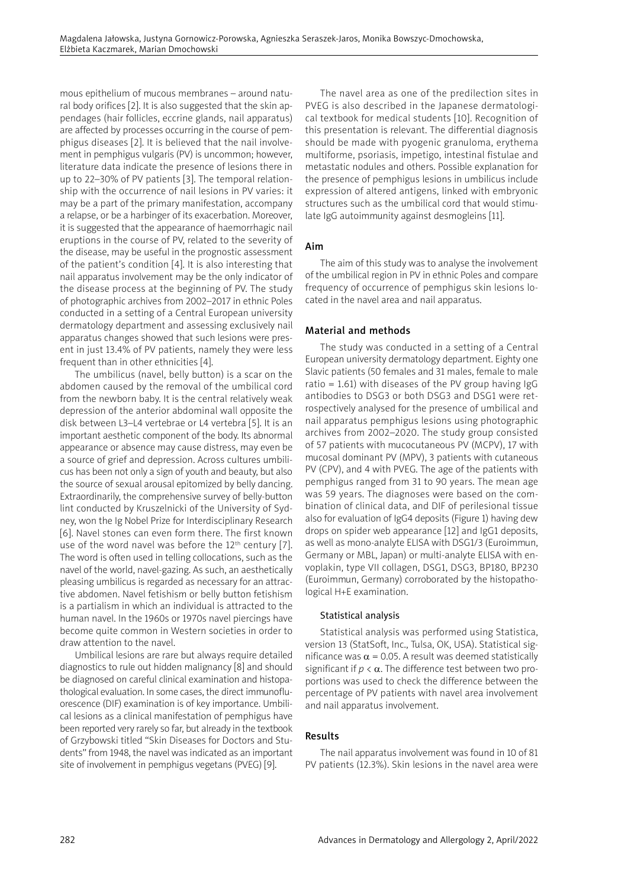mous epithelium of mucous membranes – around natural body orifices [2]. It is also suggested that the skin appendages (hair follicles, eccrine glands, nail apparatus) are affected by processes occurring in the course of pemphigus diseases [2]. It is believed that the nail involvement in pemphigus vulgaris (PV) is uncommon; however, literature data indicate the presence of lesions there in up to 22–30% of PV patients [3]. The temporal relationship with the occurrence of nail lesions in PV varies: it may be a part of the primary manifestation, accompany a relapse, or be a harbinger of its exacerbation. Moreover, it is suggested that the appearance of haemorrhagic nail eruptions in the course of PV, related to the severity of the disease, may be useful in the prognostic assessment of the patient's condition [4]. It is also interesting that nail apparatus involvement may be the only indicator of the disease process at the beginning of PV. The study of photographic archives from 2002–2017 in ethnic Poles conducted in a setting of a Central European university dermatology department and assessing exclusively nail apparatus changes showed that such lesions were present in just 13.4% of PV patients, namely they were less frequent than in other ethnicities [4].

The umbilicus (navel, belly button) is a scar on the abdomen caused by the removal of the umbilical cord from the newborn baby. It is the central relatively weak depression of the anterior abdominal wall opposite the disk between L3–L4 vertebrae or L4 vertebra [5]. It is an important aesthetic component of the body. Its abnormal appearance or absence may cause distress, may even be a source of grief and depression. Across cultures umbilicus has been not only a sign of youth and beauty, but also the source of sexual arousal epitomized by belly dancing. Extraordinarily, the comprehensive survey of belly-button lint conducted by Kruszelnicki of the University of Sydney, won the Ig Nobel Prize for Interdisciplinary Research [6]. Navel stones can even form there. The first known use of the word navel was before the 12th century [7]. The word is often used in telling collocations, such as the navel of the world, navel-gazing. As such, an aesthetically pleasing umbilicus is regarded as necessary for an attractive abdomen. Navel fetishism or belly button fetishism is a partialism in which an individual is attracted to the human navel. In the 1960s or 1970s navel piercings have become quite common in Western societies in order to draw attention to the navel.

Umbilical lesions are rare but always require detailed diagnostics to rule out hidden malignancy [8] and should be diagnosed on careful clinical examination and histopathological evaluation. In some cases, the direct immunofluorescence (DIF) examination is of key importance. Umbilical lesions as a clinical manifestation of pemphigus have been reported very rarely so far, but already in the textbook of Grzybowski titled "Skin Diseases for Doctors and Students" from 1948, the navel was indicated as an important site of involvement in pemphigus vegetans (PVEG) [9].

The navel area as one of the predilection sites in PVEG is also described in the Japanese dermatological textbook for medical students [10]. Recognition of this presentation is relevant. The differential diagnosis should be made with pyogenic granuloma, erythema multiforme, psoriasis, impetigo, intestinal fistulae and metastatic nodules and others. Possible explanation for the presence of pemphigus lesions in umbilicus include expression of altered antigens, linked with embryonic structures such as the umbilical cord that would stimulate IgG autoimmunity against desmogleins [11].

## Aim

The aim of this study was to analyse the involvement of the umbilical region in PV in ethnic Poles and compare frequency of occurrence of pemphigus skin lesions located in the navel area and nail apparatus.

## Material and methods

The study was conducted in a setting of a Central European university dermatology department. Eighty one Slavic patients (50 females and 31 males, female to male ratio = 1.61) with diseases of the PV group having IgG antibodies to DSG3 or both DSG3 and DSG1 were retrospectively analysed for the presence of umbilical and nail apparatus pemphigus lesions using photographic archives from 2002–2020. The study group consisted of 57 patients with mucocutaneous PV (MCPV), 17 with mucosal dominant PV (MPV), 3 patients with cutaneous PV (CPV), and 4 with PVEG. The age of the patients with pemphigus ranged from 31 to 90 years. The mean age was 59 years. The diagnoses were based on the combination of clinical data, and DIF of perilesional tissue also for evaluation of IgG4 deposits (Figure 1) having dew drops on spider web appearance [12] and IgG1 deposits, as well as mono-analyte ELISA with DSG1/3 (Euroimmun, Germany or MBL, Japan) or multi-analyte ELISA with envoplakin, type VII collagen, DSG1, DSG3, BP180, BP230 (Euroimmun, Germany) corroborated by the histopathological H+E examination.

### Statistical analysis

Statistical analysis was performed using Statistica, version 13 (StatSoft, Inc., Tulsa, OK, USA). Statistical significance was $\alpha = 0.05$. A result was deemed statistically significant if $p < \alpha$. The difference test between two proportions was used to check the difference between the percentage of PV patients with navel area involvement and nail apparatus involvement.

## Results

The nail apparatus involvement was found in 10 of 81 PV patients (12.3%). Skin lesions in the navel area were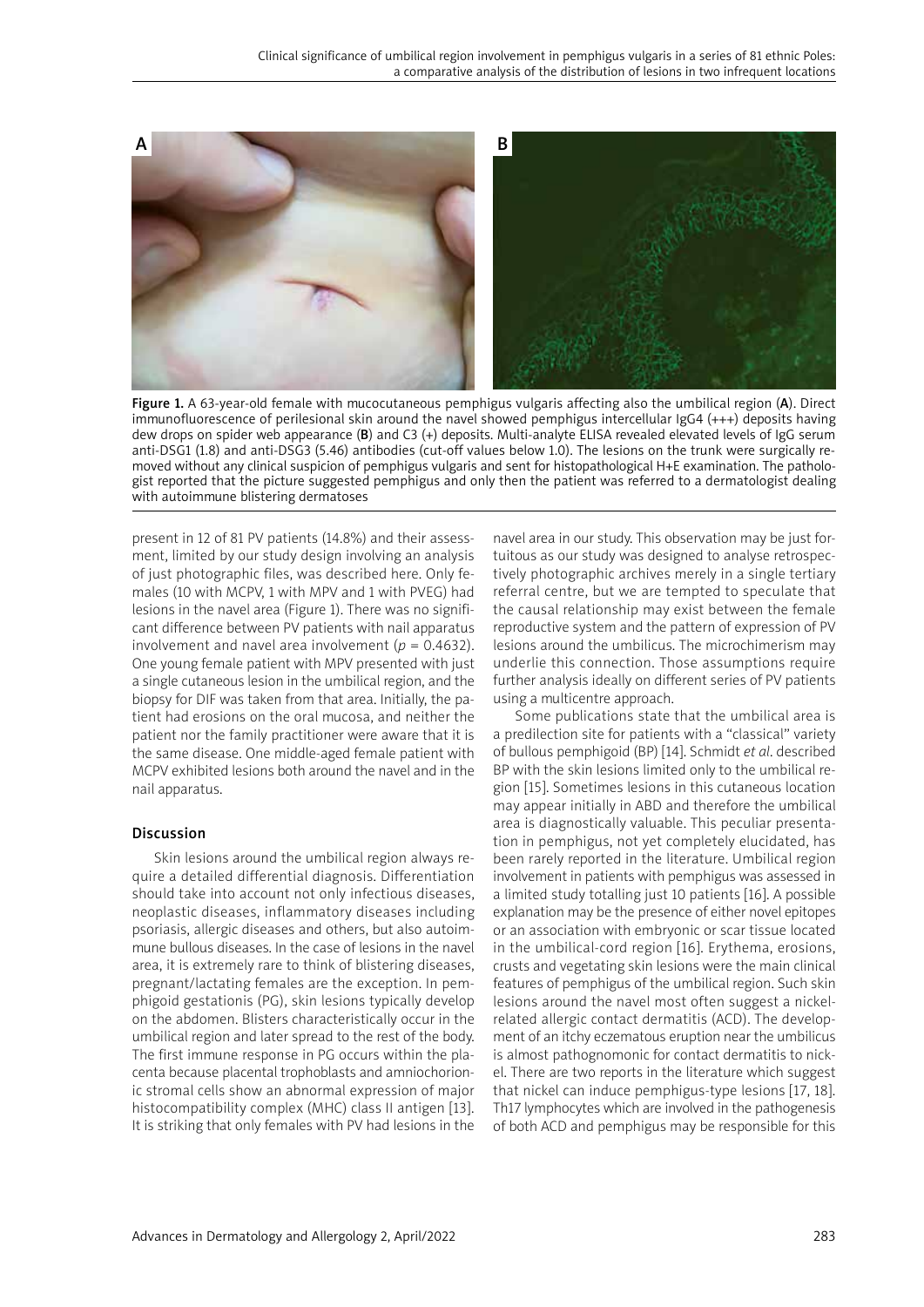Figure 1. A 63-year-old female with mucocutaneous pemphigus vulgaris affecting also the umbilical region (**A**). Direct immunofluorescence of perilesional skin around the navel showed pemphigus intercellular IgG4 (+++) deposits having dew drops on spider web appearance (**B**) and C3 (+) deposits. Multi-analyte ELISA revealed elevated levels of IgG serum anti-DSG1 (1.8) and anti-DSG3 (5.46) antibodies (cut-off values below 1.0). The lesions on the trunk were surgically removed without any clinical suspicion of pemphigus vulgaris and sent for histopathological H+E examination. The pathologist reported that the picture suggested pemphigus and only then the patient was referred to a dermatologist dealing with autoimmune blistering dermatoses

present in 12 of 81 PV patients (14.8%) and their assessment, limited by our study design involving an analysis of just photographic files, was described here. Only females (10 with MCPV, 1 with MPV and 1 with PVEG) had lesions in the navel area (Figure 1). There was no significant difference between PV patients with nail apparatus involvement and navel area involvement ($p = 0.4632$). One young female patient with MPV presented with just a single cutaneous lesion in the umbilical region, and the biopsy for DIF was taken from that area. Initially, the patient had erosions on the oral mucosa, and neither the patient nor the family practitioner were aware that it is the same disease. One middle-aged female patient with MCPV exhibited lesions both around the navel and in the nail apparatus.

## Discussion

Skin lesions around the umbilical region always require a detailed differential diagnosis. Differentiation should take into account not only infectious diseases, neoplastic diseases, inflammatory diseases including psoriasis, allergic diseases and others, but also autoimmune bullous diseases. In the case of lesions in the navel area, it is extremely rare to think of blistering diseases, pregnant/lactating females are the exception. In pemphigoid gestationis (PG), skin lesions typically develop on the abdomen. Blisters characteristically occur in the umbilical region and later spread to the rest of the body. The first immune response in PG occurs within the placenta because placental trophoblasts and amniochorionic stromal cells show an abnormal expression of major histocompatibility complex (MHC) class II antigen [13]. It is striking that only females with PV had lesions in the navel area in our study. This observation may be just fortuitous as our study was designed to analyse retrospectively photographic archives merely in a single tertiary referral centre, but we are tempted to speculate that the causal relationship may exist between the female reproductive system and the pattern of expression of PV lesions around the umbilicus. The microchimerism may underlie this connection. Those assumptions require further analysis ideally on different series of PV patients using a multicentre approach.

Some publications state that the umbilical area is a predilection site for patients with a "classical" variety of bullous pemphigoid (BP) [14]. Schmidt *et al.* described BP with the skin lesions limited only to the umbilical region [15]. Sometimes lesions in this cutaneous location may appear initially in ABD and therefore the umbilical area is diagnostically valuable. This peculiar presentation in pemphigus, not yet completely elucidated, has been rarely reported in the literature. Umbilical region involvement in patients with pemphigus was assessed in a limited study totalling just 10 patients [16]. A possible explanation may be the presence of either novel epitopes or an association with embryonic or scar tissue located in the umbilical-cord region [16]. Erythema, erosions, crusts and vegetating skin lesions were the main clinical features of pemphigus of the umbilical region. Such skin lesions around the navel most often suggest a nickel-related allergic contact dermatitis (ACD). The development of an itchy eczematous eruption near the umbilicus is almost pathognomonic for contact dermatitis to nickel. There are two reports in the literature which suggest that nickel can induce pemphigus-type lesions [17, 18]. Th17 lymphocytes which are involved in the pathogenesis of both ACD and pemphigus may be responsible for this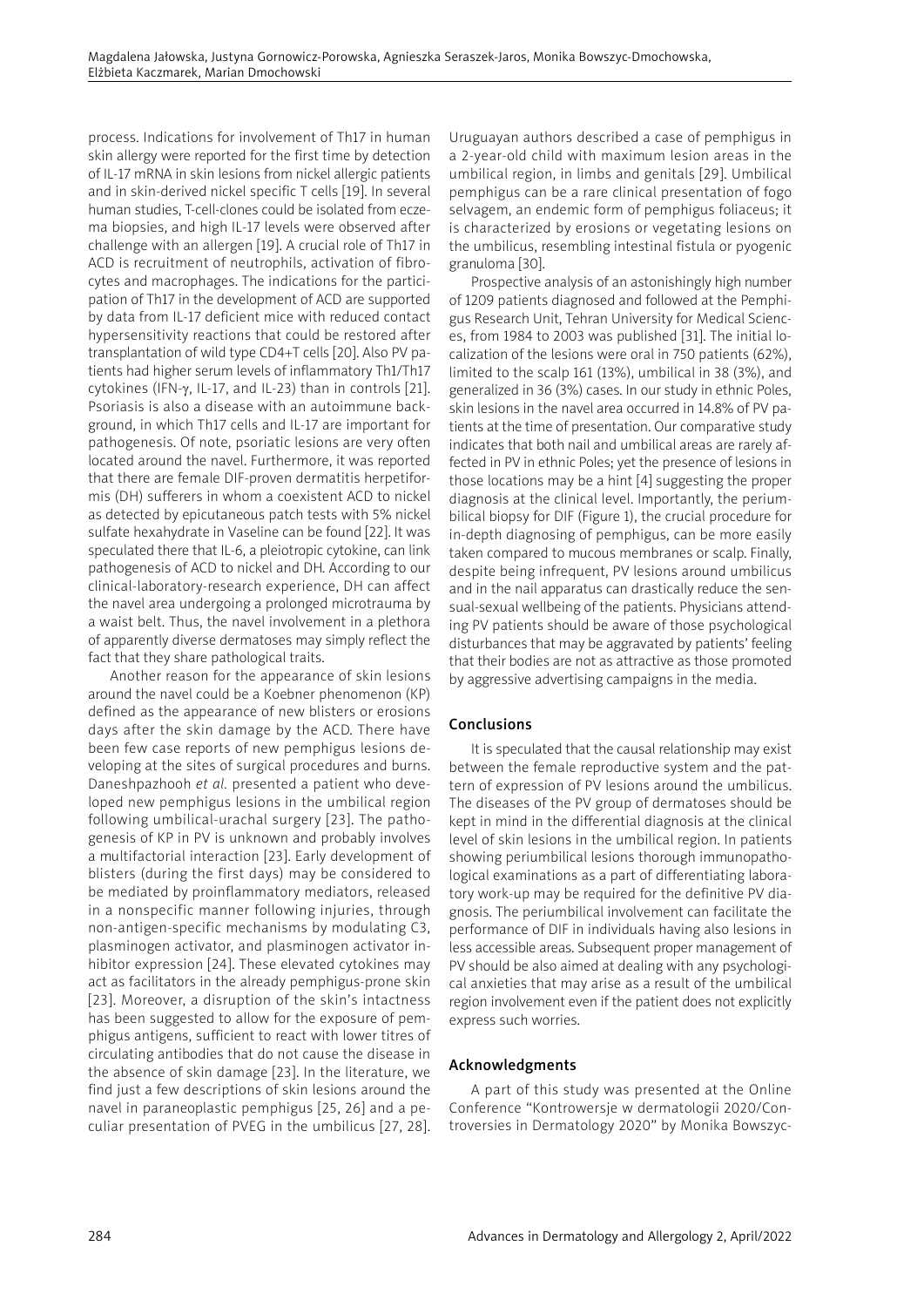process. Indications for involvement of Th17 in human skin allergy were reported for the first time by detection of IL-17 mRNA in skin lesions from nickel allergic patients and in skin-derived nickel specific T cells [19]. In several human studies, T-cell-clones could be isolated from eczema biopsies, and high IL-17 levels were observed after challenge with an allergen [19]. A crucial role of Th17 in ACD is recruitment of neutrophils, activation of fibrocytes and macrophages. The indications for the participation of Th17 in the development of ACD are supported by data from IL-17 deficient mice with reduced contact hypersensitivity reactions that could be restored after transplantation of wild type CD4+T cells [20]. Also PV patients had higher serum levels of inflammatory Th1/Th17 cytokines (IFN-γ, IL-17, and IL-23) than in controls [21]. Psoriasis is also a disease with an autoimmune background, in which Th17 cells and IL-17 are important for pathogenesis. Of note, psoriatic lesions are very often located around the navel. Furthermore, it was reported that there are female DIF-proven dermatitis herpetiformis (DH) sufferers in whom a coexistent ACD to nickel as detected by epicutaneous patch tests with 5% nickel sulfate hexahydrate in Vaseline can be found [22]. It was speculated there that IL-6, a pleiotropic cytokine, can link pathogenesis of ACD to nickel and DH. According to our clinical-laboratory-research experience, DH can affect the navel area undergoing a prolonged microtrauma by a waist belt. Thus, the navel involvement in a plethora of apparently diverse dermatoses may simply reflect the fact that they share pathological traits.

Another reason for the appearance of skin lesions around the navel could be a Koebner phenomenon (KP) defined as the appearance of new blisters or erosions days after the skin damage by the ACD. There have been few case reports of new pemphigus lesions developing at the sites of surgical procedures and burns. Daneshpazhooh *et al.* presented a patient who developed new pemphigus lesions in the umbilical region following umbilical-urachal surgery [23]. The pathogenesis of KP in PV is unknown and probably involves a multifactorial interaction [23]. Early development of blisters (during the first days) may be considered to be mediated by proinflammatory mediators, released in a nonspecific manner following injuries, through non-antigen-specific mechanisms by modulating C3, plasminogen activator, and plasminogen activator inhibitor expression [24]. These elevated cytokines may act as facilitators in the already pemphigus-prone skin [23]. Moreover, a disruption of the skin's intactness has been suggested to allow for the exposure of pemphigus antigens, sufficient to react with lower titres of circulating antibodies that do not cause the disease in the absence of skin damage [23]. In the literature, we find just a few descriptions of skin lesions around the navel in paraneoplastic pemphigus [25, 26] and a peculiar presentation of PVEG in the umbilicus [27, 28]. Uruguayan authors described a case of pemphigus in a 2-year-old child with maximum lesion areas in the umbilical region, in limbs and genitals [29]. Umbilical pemphigus can be a rare clinical presentation of fogo selvagem, an endemic form of pemphigus foliaceus; it is characterized by erosions or vegetating lesions on the umbilicus, resembling intestinal fistula or pyogenic granuloma [30].

Prospective analysis of an astonishingly high number of 1209 patients diagnosed and followed at the Pemphigus Research Unit, Tehran University for Medical Sciences, from 1984 to 2003 was published [31]. The initial localization of the lesions were oral in 750 patients (62%), limited to the scalp 161 (13%), umbilical in 38 (3%), and generalized in 36 (3%) cases. In our study in ethnic Poles, skin lesions in the navel area occurred in 14.8% of PV patients at the time of presentation. Our comparative study indicates that both nail and umbilical areas are rarely affected in PV in ethnic Poles; yet the presence of lesions in those locations may be a hint [4] suggesting the proper diagnosis at the clinical level. Importantly, the periumbilical biopsy for DIF (Figure 1), the crucial procedure for in-depth diagnosing of pemphigus, can be more easily taken compared to mucous membranes or scalp. Finally, despite being infrequent, PV lesions around umbilicus and in the nail apparatus can drastically reduce the sensual-sexual wellbeing of the patients. Physicians attending PV patients should be aware of those psychological disturbances that may be aggravated by patients' feeling that their bodies are not as attractive as those promoted by aggressive advertising campaigns in the media.

## Conclusions

It is speculated that the causal relationship may exist between the female reproductive system and the pattern of expression of PV lesions around the umbilicus. The diseases of the PV group of dermatoses should be kept in mind in the differential diagnosis at the clinical level of skin lesions in the umbilical region. In patients showing periumbilical lesions thorough immunopathological examinations as a part of differentiating laboratory work-up may be required for the definitive PV diagnosis. The periumbilical involvement can facilitate the performance of DIF in individuals having also lesions in less accessible areas. Subsequent proper management of PV should be also aimed at dealing with any psychological anxieties that may arise as a result of the umbilical region involvement even if the patient does not explicitly express such worries.

## Acknowledgments

A part of this study was presented at the Online Conference "Kontrowersje w dermatologii 2020/Controversies in Dermatology 2020" by Monika Bowszyc-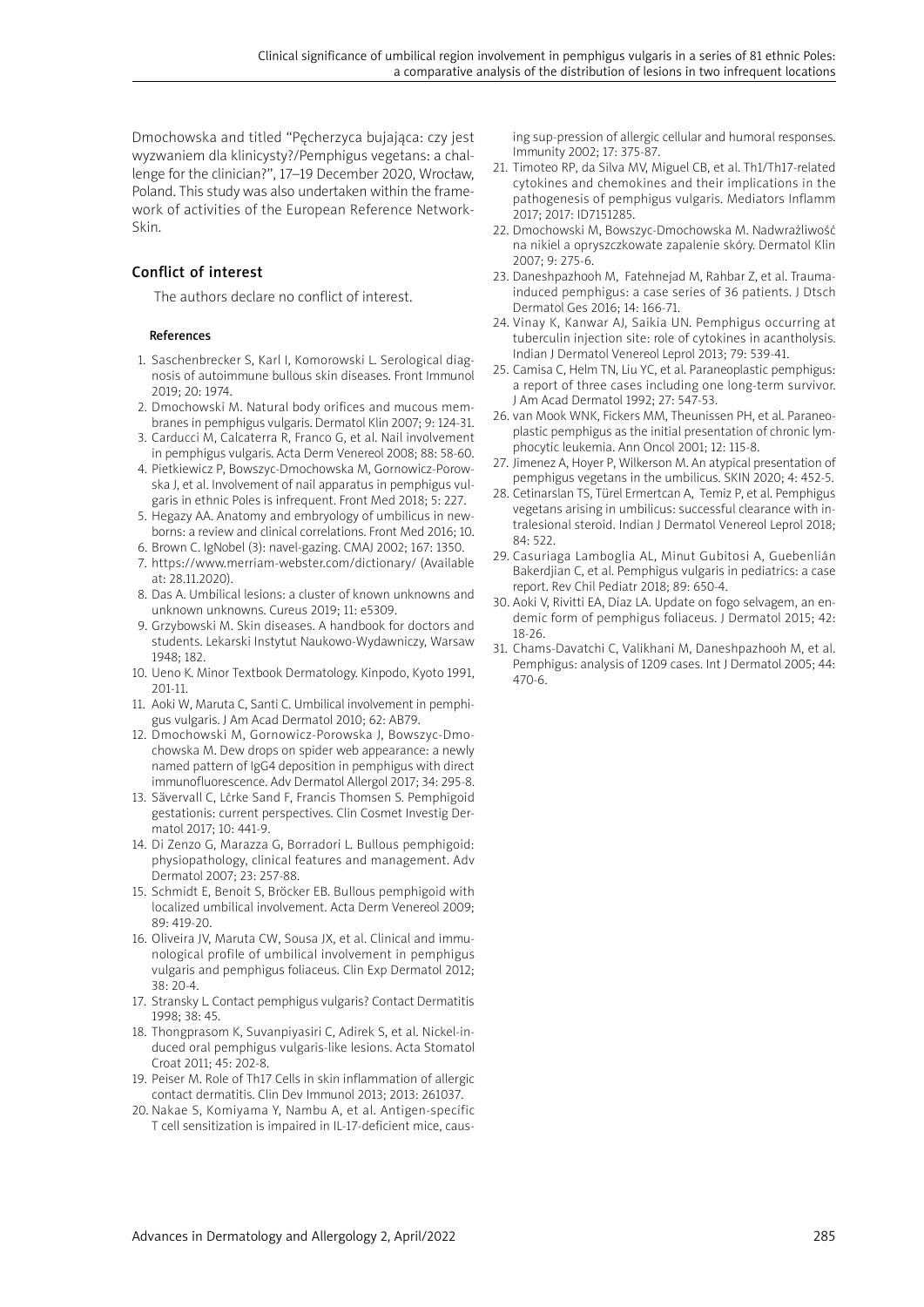Dmochowska and titled "Pęcherzyca bujająca: czy jest wyzwaniem dla klinicysty?/Pemphigus vegetans: a challenge for the clinician?", 17–19 December 2020, Wrocław, Poland. This study was also undertaken within the framework of activities of the European Reference Network-Skin.

## Conflict of interest

The authors declare no conflict of interest.

#### References

1. Saschenbrecker S, Karl I, Komorowski L. Serological diagnosis of autoimmune bullous skin diseases. Front Immunol 2019; 20: 1974.
2. Dmochowski M. Natural body orifices and mucous membranes in pemphigus vulgaris. Dermatol Klin 2007; 9: 124-31.
3. Carducci M, Calcaterra R, Franco G, et al. Nail involvement in pemphigus vulgaris. Acta Derm Venereol 2008; 88: 58-60.
4. Pietkiewicz P, Bowszyc-Dmochowska M, Gornowicz-Porowska J, et al. Involvement of nail apparatus in pemphigus vulgaris in ethnic Poles is infrequent. Front Med 2018; 5: 227.
5. Hegazy AA. Anatomy and embryology of umbilicus in newborns: a review and clinical correlations. Front Med 2016; 10.
6. Brown C. IgNobel (3): navel-gazing. CMAJ 2002; 167: 1350.
7. https://www.merriam-webster.com/dictionary/ (Available at: 28.11.2020).
8. Das A. Umbilical lesions: a cluster of known unknowns and unknown unknowns. Cureus 2019; 11: e5309.
9. Grzybowski M. Skin diseases. A handbook for doctors and students. Lekarski Instytut Naukowo-Wydawniczy, Warsaw 1948; 182.
10. Ueno K. Minor Textbook Dermatology. Kinpodo, Kyoto 1991, 201-11.
11. Aoki W, Maruta C, Santi C. Umbilical involvement in pemphigus vulgaris. J Am Acad Dermatol 2010; 62: AB79.
12. Dmochowski M, Gornowicz-Porowska J, Bowszyc-Dmochowska M. Dew drops on spider web appearance: a newly named pattern of IgG4 deposition in pemphigus with direct immunofluorescence. Adv Dermatol Allergol 2017; 34: 295-8.
13. Sävervall C, Lćrke Sand F, Francis Thomsen S. Pemphigoid gestationis: current perspectives. Clin Cosmet Investig Dermatol 2017; 10: 441-9.
14. Di Zenzo G, Marazza G, Borradori L. Bullous pemphigoid: physiopathology, clinical features and management. Adv Dermatol 2007; 23: 257-88.
15. Schmidt E, Benoit S, Bröcker EB. Bullous pemphigoid with localized umbilical involvement. Acta Derm Venereol 2009; 89: 419-20.
16. Oliveira JV, Maruta CW, Sousa JX, et al. Clinical and immunological profile of umbilical involvement in pemphigus vulgaris and pemphigus foliaceus. Clin Exp Dermatol 2012; 38: 20-4.
17. Stransky L. Contact pemphigus vulgaris? Contact Dermatitis 1998; 38: 45.
18. Thongprasom K, Suvanpiyasiri C, Adirek S, et al. Nickel-induced oral pemphigus vulgaris-like lesions. Acta Stomatol Croat 2011; 45: 202-8.
19. Peiser M. Role of Th17 Cells in skin inflammation of allergic contact dermatitis. Clin Dev Immunol 2013; 2013: 261037.
20. Nakae S, Komiyama Y, Nambu A, et al. Antigen-specific T cell sensitization is impaired in IL-17-deficient mice, causing sup-pression of allergic cellular and humoral responses. Immunity 2002; 17: 375-87.
21. Timoteo RP, da Silva MV, Miguel CB, et al. Th1/Th17-related cytokines and chemokines and their implications in the pathogenesis of pemphigus vulgaris. Mediators Inflamm 2017; 2017: ID7151285.
22. Dmochowski M, Bowszyc-Dmochowska M. Nadwrażliwość na nikiel a opryszczkowate zapalenie skóry. Dermatol Klin 2007; 9: 275-6.
23. Daneshpazhooh M, Fatehnejad M, Rahbar Z, et al. Trauma-induced pemphigus: a case series of 36 patients. J Dtsch Dermatol Ges 2016; 14: 166-71.
24. Vinay K, Kanwar AJ, Saikia UN. Pemphigus occurring at tuberculin injection site: role of cytokines in acantholysis. Indian J Dermatol Venereol Leprol 2013; 79: 539-41.
25. Camisa C, Helm TN, Liu YC, et al. Paraneoplastic pemphigus: a report of three cases including one long-term survivor. J Am Acad Dermatol 1992; 27: 547-53.
26. van Mook WNK, Fickers MM, Theunissen PH, et al. Paraneoplastic pemphigus as the initial presentation of chronic lymphocytic leukemia. Ann Oncol 2001; 12: 115-8.
27. Jimenez A, Hoyer P, Wilkerson M. An atypical presentation of pemphigus vegetans in the umbilicus. SKIN 2020; 4: 452-5.
28. Cetinarslan TS, Türel Ermertcan A, Temiz P, et al. Pemphigus vegetans arising in umbilicus: successful clearance with intralesional steroid. Indian J Dermatol Venereol Leprol 2018; 84: 522.
29. Casuriaga Lamboglia AL, Minut Gubitosi A, Guebenlián Bakerdjian C, et al. Pemphigus vulgaris in pediatrics: a case report. Rev Chil Pediatr 2018; 89: 650-4.
30. Aoki V, Rivitti EA, Diaz LA. Update on fogo selvagem, an endemic form of pemphigus foliaceus. J Dermatol 2015; 42: 18-26.
31. Chams-Davatchi C, Valikhani M, Daneshpazhooh M, et al. Pemphigus: analysis of 1209 cases. Int J Dermatol 2005; 44: 470-6.